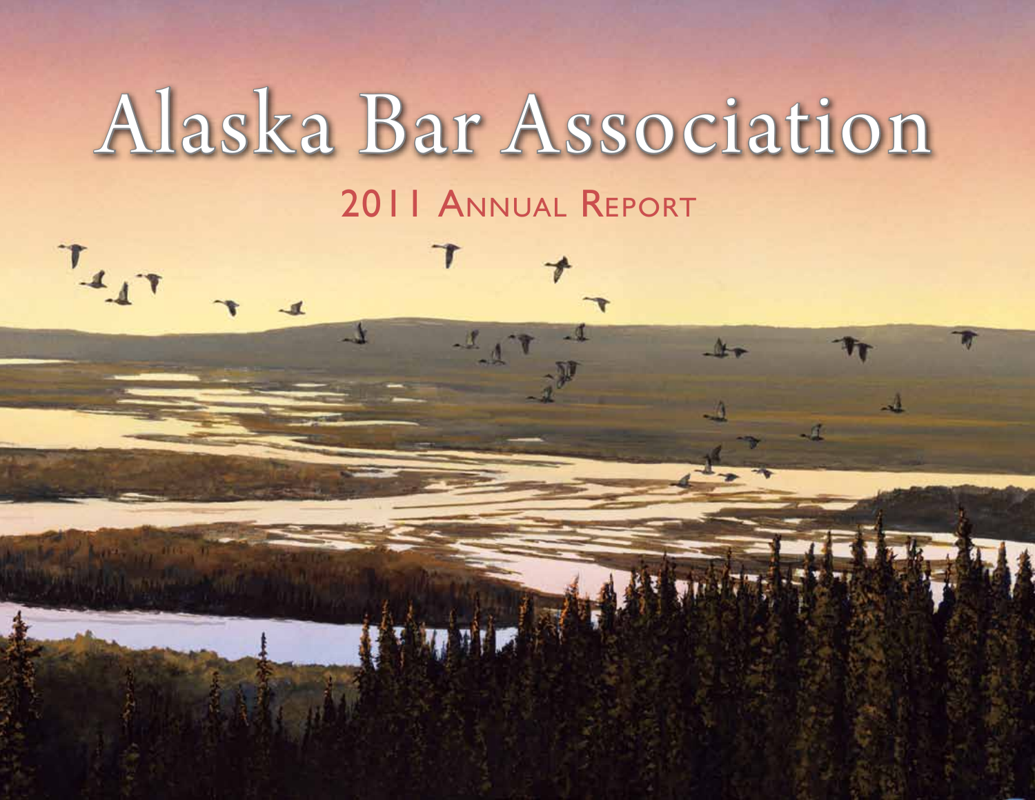# Alaska Bar Association

## 2011 Annual Report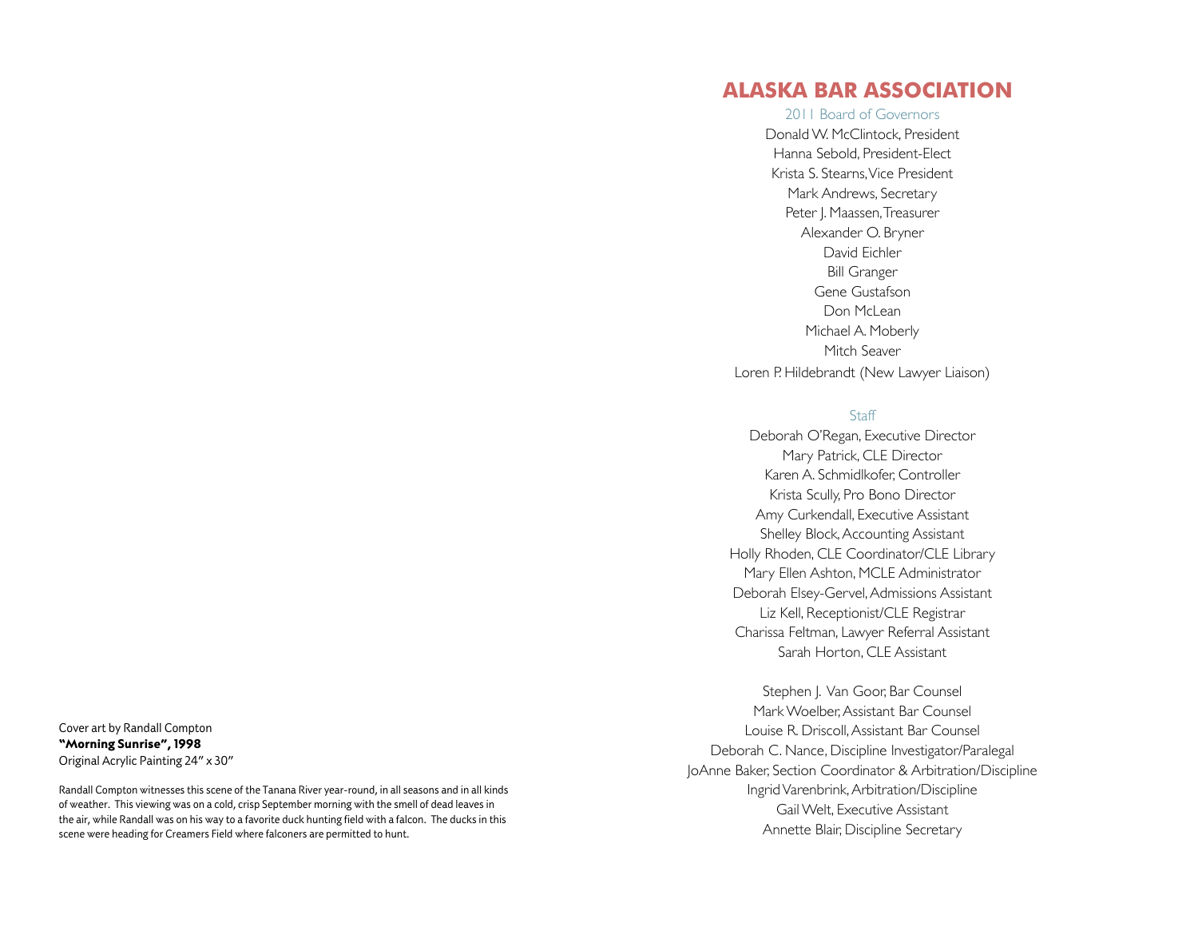Cover art by Randall Compton
**"Morning Sunrise", 1998**
Original Acrylic Painting 24" x 30"

Randall Compton witnesses this scene of the Tanana River year-round, in all seasons and in all kinds of weather. This viewing was on a cold, crisp September morning with the smell of dead leaves in the air, while Randall was on his way to a favorite duck hunting field with a falcon. The ducks in this scene were heading for Creamers Field where falconers are permitted to hunt.

# ALASKA BAR ASSOCIATION

## 2011 Board of Governors

Donald W. McClintock, President
Hanna Sebold, President-Elect
Krista S. Stearns, Vice President
Mark Andrews, Secretary
Peter J. Maassen, Treasurer
Alexander O. Bryner
David Eichler
Bill Granger
Gene Gustafson
Don McLean
Michael A. Moberly
Mitch Seaver
Loren P. Hildebrandt (New Lawyer Liaison)

## Staff

Deborah O'Regan, Executive Director
Mary Patrick, CLE Director
Karen A. Schmidlkofer, Controller
Krista Scully, Pro Bono Director
Amy Curkendall, Executive Assistant
Shelley Block, Accounting Assistant
Holly Rhoden, CLE Coordinator/CLE Library
Mary Ellen Ashton, MCLE Administrator
Deborah Elsey-Gervel, Admissions Assistant
Liz Kell, Receptionist/CLE Registrar
Charissa Feltman, Lawyer Referral Assistant
Sarah Horton, CLE Assistant

Stephen J. Van Goor, Bar Counsel
Mark Woelber, Assistant Bar Counsel
Louise R. Driscoll, Assistant Bar Counsel
Deborah C. Nance, Discipline Investigator/Paralegal
JoAnne Baker, Section Coordinator & Arbitration/Discipline
Ingrid Varenbrink, Arbitration/Discipline
Gail Welt, Executive Assistant
Annette Blair, Discipline Secretary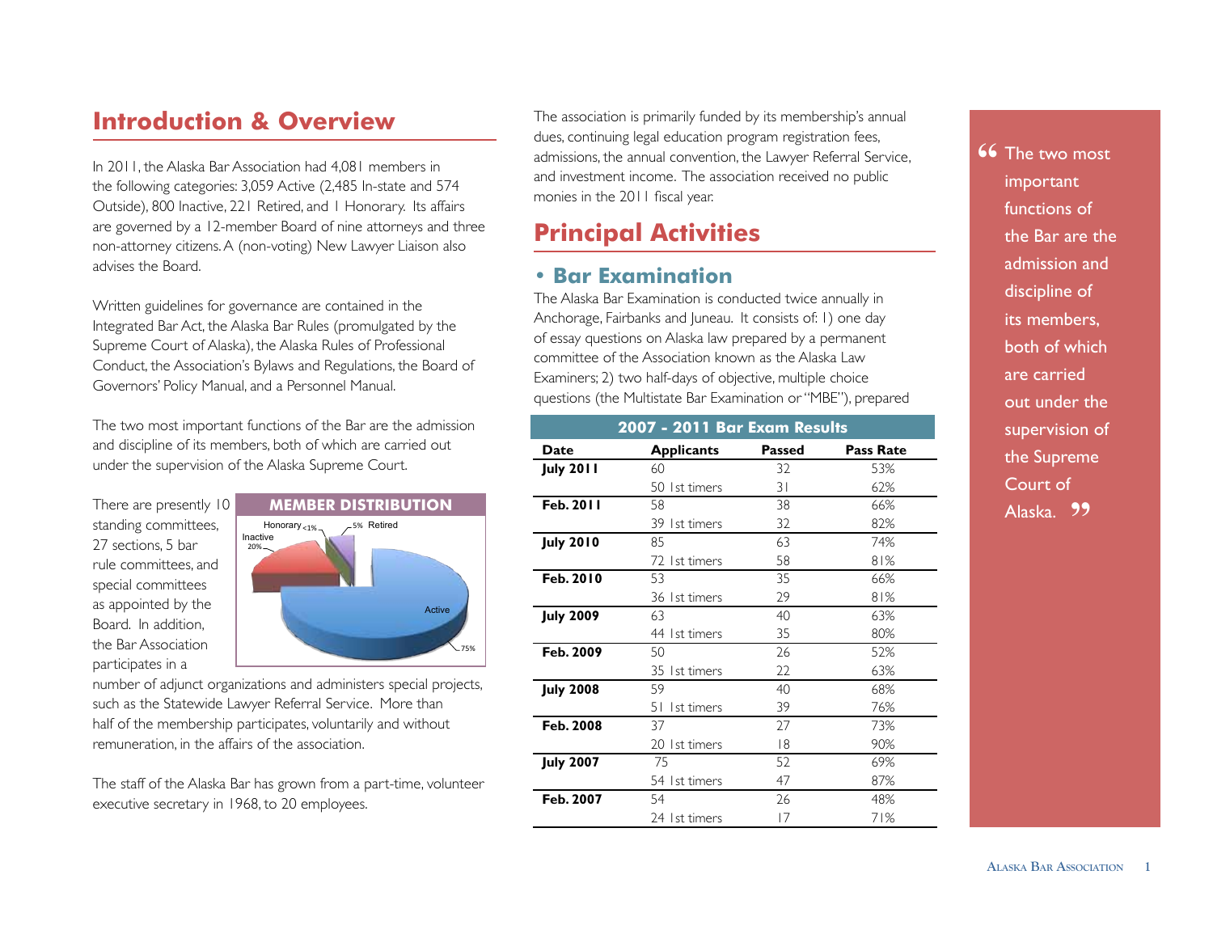# Introduction & Overview

In 2011, the Alaska Bar Association had 4,081 members in the following categories: 3,059 Active (2,485 In-state and 574 Outside), 800 Inactive, 221 Retired, and 1 Honorary. Its affairs are governed by a 12-member Board of nine attorneys and three non-attorney citizens. A (non-voting) New Lawyer Liaison also advises the Board.

Written guidelines for governance are contained in the Integrated Bar Act, the Alaska Bar Rules (promulgated by the Supreme Court of Alaska), the Alaska Rules of Professional Conduct, the Association's Bylaws and Regulations, the Board of Governors' Policy Manual, and a Personnel Manual.

The two most important functions of the Bar are the admission and discipline of its members, both of which are carried out under the supervision of the Alaska Supreme Court.

There are presently 10 standing committees, 27 sections, 5 bar rule committees, and special committees as appointed by the Board. In addition, the Bar Association participates in a number of adjunct organizations and administers special projects, such as the Statewide Lawyer Referral Service. More than half of the membership participates, voluntarily and without remuneration, in the affairs of the association.

**MEMBER DISTRIBUTION**

Honorary <1%, Retired 5%, Inactive 20%, Active 75%

The staff of the Alaska Bar has grown from a part-time, volunteer executive secretary in 1968, to 20 employees.

The association is primarily funded by its membership's annual dues, continuing legal education program registration fees, admissions, the annual convention, the Lawyer Referral Service, and investment income. The association received no public monies in the 2011 fiscal year.

# Principal Activities

## • Bar Examination

The Alaska Bar Examination is conducted twice annually in Anchorage, Fairbanks and Juneau. It consists of: 1) one day of essay questions on Alaska law prepared by a permanent committee of the Association known as the Alaska Law Examiners; 2) two half-days of objective, multiple choice questions (the Multistate Bar Examination or "MBE"), prepared

**2007 - 2011 Bar Exam Results**

| Date | Applicants | Passed | Pass Rate |
|---|---|---|---|
| **July 2011** | 60 | 32 | 53% |
| | 50 1st timers | 31 | 62% |
| **Feb. 2011** | 58 | 38 | 66% |
| | 39 1st timers | 32 | 82% |
| **July 2010** | 85 | 63 | 74% |
| | 72 1st timers | 58 | 81% |
| **Feb. 2010** | 53 | 35 | 66% |
| | 36 1st timers | 29 | 81% |
| **July 2009** | 63 | 40 | 63% |
| | 44 1st timers | 35 | 80% |
| **Feb. 2009** | 50 | 26 | 52% |
| | 35 1st timers | 22 | 63% |
| **July 2008** | 59 | 40 | 68% |
| | 51 1st timers | 39 | 76% |
| **Feb. 2008** | 37 | 27 | 73% |
| | 20 1st timers | 18 | 90% |
| **July 2007** | 75 | 52 | 69% |
| | 54 1st timers | 47 | 87% |
| **Feb. 2007** | 54 | 26 | 48% |
| | 24 1st timers | 17 | 71% |

> "The two most important functions of the Bar are the admission and discipline of its members, both of which are carried out under the supervision of the Supreme Court of Alaska."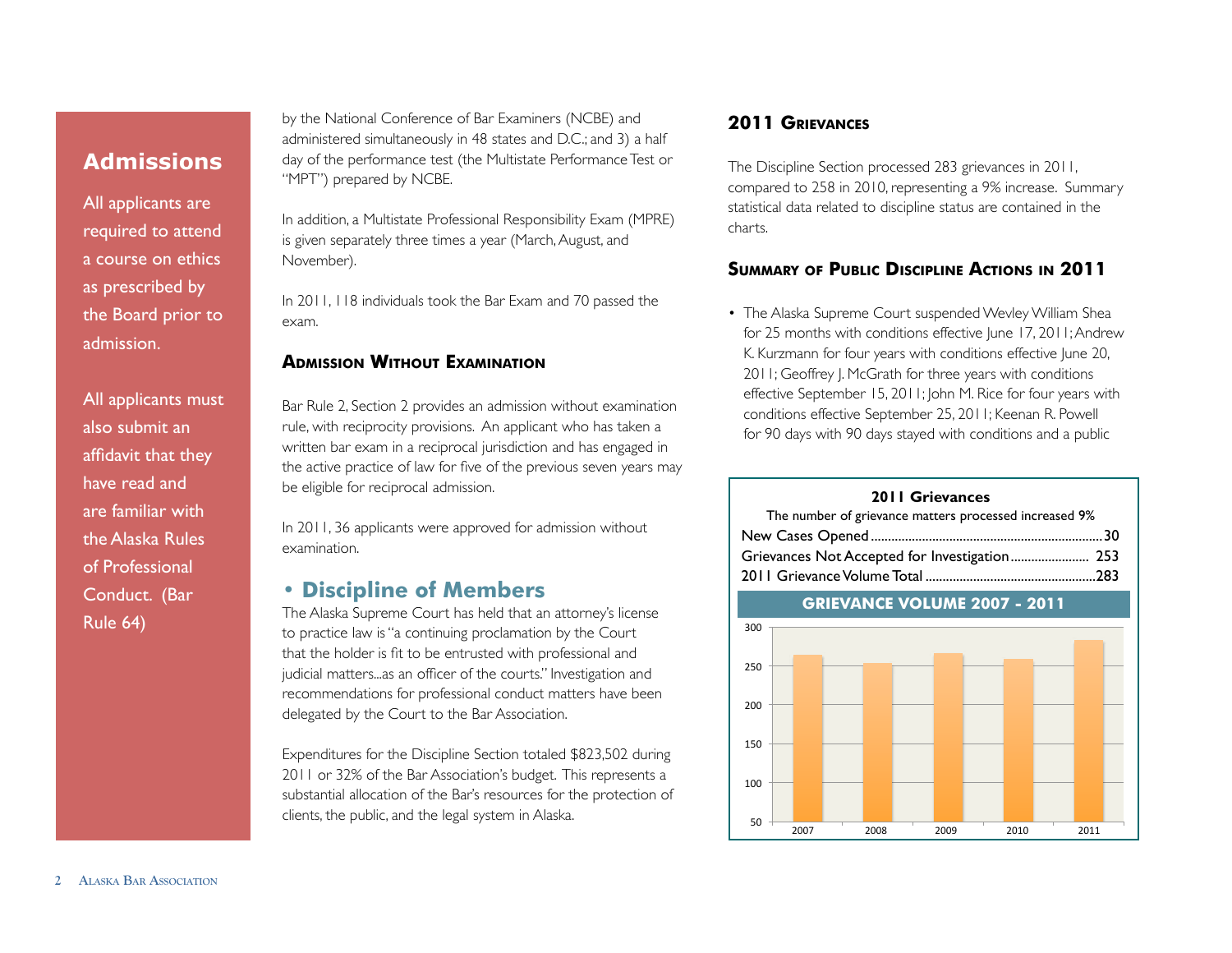## Admissions

All applicants are required to attend a course on ethics as prescribed by the Board prior to admission.

All applicants must also submit an affidavit that they have read and are familiar with the Alaska Rules of Professional Conduct. (Bar Rule 64)

by the National Conference of Bar Examiners (NCBE) and administered simultaneously in 48 states and D.C.; and 3) a half day of the performance test (the Multistate Performance Test or "MPT") prepared by NCBE.

In addition, a Multistate Professional Responsibility Exam (MPRE) is given separately three times a year (March, August, and November).

In 2011, 118 individuals took the Bar Exam and 70 passed the exam.

### Admission Without Examination

Bar Rule 2, Section 2 provides an admission without examination rule, with reciprocity provisions. An applicant who has taken a written bar exam in a reciprocal jurisdiction and has engaged in the active practice of law for five of the previous seven years may be eligible for reciprocal admission.

In 2011, 36 applicants were approved for admission without examination.

## • Discipline of Members

The Alaska Supreme Court has held that an attorney's license to practice law is "a continuing proclamation by the Court that the holder is fit to be entrusted with professional and judicial matters...as an officer of the courts." Investigation and recommendations for professional conduct matters have been delegated by the Court to the Bar Association.

Expenditures for the Discipline Section totaled $823,502 during 2011 or 32% of the Bar Association's budget. This represents a substantial allocation of the Bar's resources for the protection of clients, the public, and the legal system in Alaska.

### 2011 Grievances

The Discipline Section processed 283 grievances in 2011, compared to 258 in 2010, representing a 9% increase. Summary statistical data related to discipline status are contained in the charts.

### Summary of Public Discipline Actions in 2011

- The Alaska Supreme Court suspended Wevley William Shea for 25 months with conditions effective June 17, 2011; Andrew K. Kurzmann for four years with conditions effective June 20, 2011; Geoffrey J. McGrath for three years with conditions effective September 15, 2011; John M. Rice for four years with conditions effective September 25, 2011; Keenan R. Powell for 90 days with 90 days stayed with conditions and a public

**2011 Grievances**

The number of grievance matters processed increased 9%

| | |
|---|---|
| New Cases Opened | 30 |
| Grievances Not Accepted for Investigation | 253 |
| 2011 Grievance Volume Total | 283 |

**GRIEVANCE VOLUME 2007 - 2011**

| Year | Grievance Volume (approx.) |
|---|---|
| 2007 | 263 |
| 2008 | 253 |
| 2009 | 265 |
| 2010 | 258 |
| 2011 | 283 |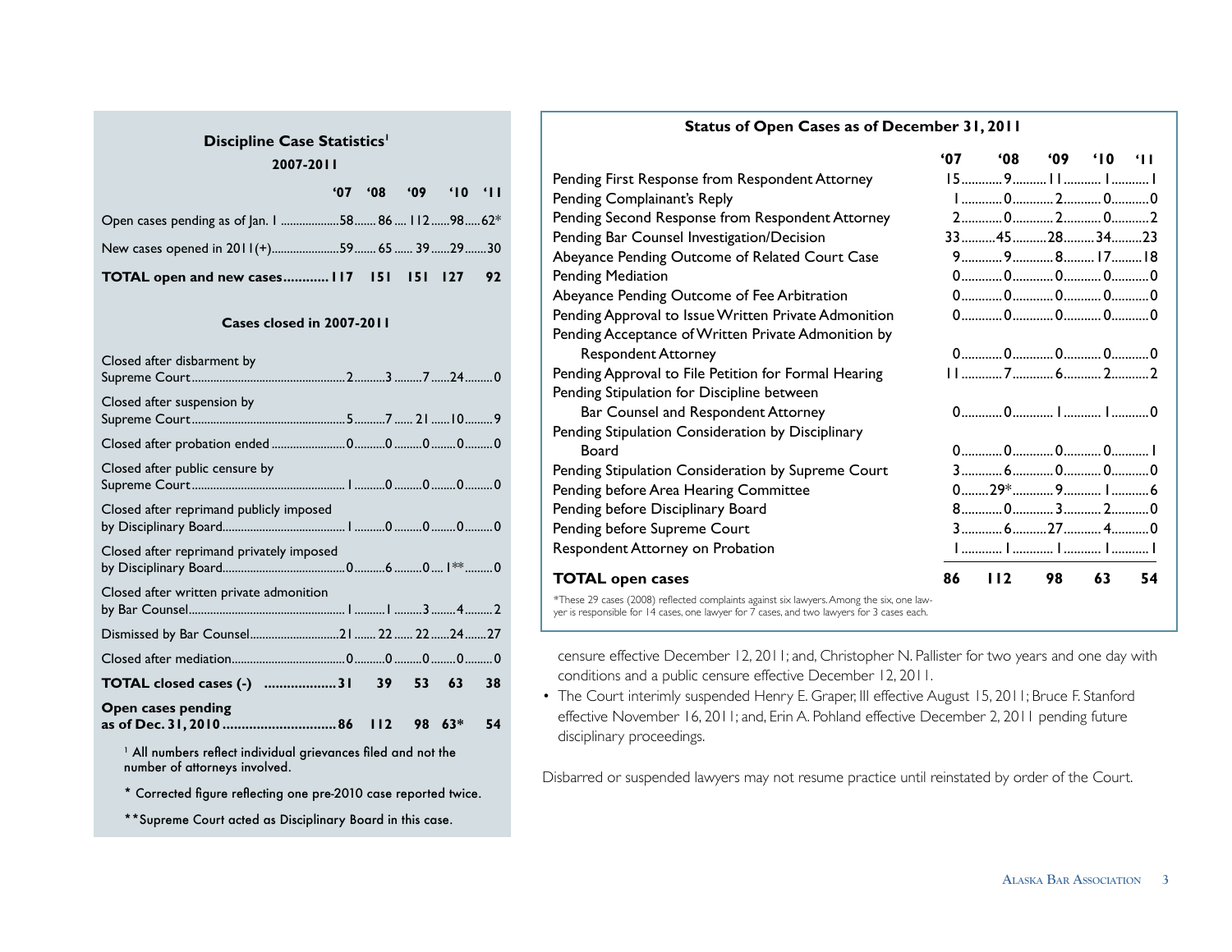## Discipline Case Statistics[1]

### 2007-2011

| | '07 | '08 | '09 | '10 | '11 |
|---|---|---|---|---|---|
| Open cases pending as of Jan. 1 | 58 | 86 | 112 | 98 | 62* |
| New cases opened in 2011(+) | 59 | 65 | 39 | 29 | 30 |
| **TOTAL open and new cases** | **117** | **151** | **151** | **127** | **92** |

### Cases closed in 2007-2011

| | '07 | '08 | '09 | '10 | '11 |
|---|---|---|---|---|---|
| Closed after disbarment by Supreme Court | 2 | 3 | 7 | 24 | 0 |
| Closed after suspension by Supreme Court | 5 | 7 | 21 | 10 | 9 |
| Closed after probation ended | 0 | 0 | 0 | 0 | 0 |
| Closed after public censure by Supreme Court | 1 | 0 | 0 | 0 | 0 |
| Closed after reprimand publicly imposed by Disciplinary Board | 1 | 0 | 0 | 0 | 0 |
| Closed after reprimand privately imposed by Disciplinary Board | 0 | 6 | 0 | 1** | 0 |
| Closed after written private admonition by Bar Counsel | 1 | 1 | 3 | 4 | 2 |
| Dismissed by Bar Counsel | 21 | 22 | 22 | 24 | 27 |
| Closed after mediation | 0 | 0 | 0 | 0 | 0 |
| **TOTAL closed cases (-)** | **31** | **39** | **53** | **63** | **38** |
| **Open cases pending as of Dec. 31, 2010** | **86** | **112** | **98** | **63*** | **54** |

[1] All numbers reflect individual grievances filed and not the number of attorneys involved.

\* Corrected figure reflecting one pre-2010 case reported twice.

\*\*Supreme Court acted as Disciplinary Board in this case.

## Status of Open Cases as of December 31, 2011

| | '07 | '08 | '09 | '10 | '11 |
|---|---|---|---|---|---|
| Pending First Response from Respondent Attorney | 15 | 9 | 11 | 1 | 1 |
| Pending Complainant's Reply | 1 | 0 | 2 | 0 | 0 |
| Pending Second Response from Respondent Attorney | 2 | 0 | 2 | 0 | 2 |
| Pending Bar Counsel Investigation/Decision | 33 | 45 | 28 | 34 | 23 |
| Abeyance Pending Outcome of Related Court Case | 9 | 9 | 8 | 17 | 18 |
| Pending Mediation | 0 | 0 | 0 | 0 | 0 |
| Abeyance Pending Outcome of Fee Arbitration | 0 | 0 | 0 | 0 | 0 |
| Pending Approval to Issue Written Private Admonition | 0 | 0 | 0 | 0 | 0 |
| Pending Acceptance of Written Private Admonition by Respondent Attorney | 0 | 0 | 0 | 0 | 0 |
| Pending Approval to File Petition for Formal Hearing | 11 | 7 | 6 | 2 | 2 |
| Pending Stipulation for Discipline between Bar Counsel and Respondent Attorney | 0 | 0 | 1 | 1 | 0 |
| Pending Stipulation Consideration by Disciplinary Board | 0 | 0 | 0 | 0 | 1 |
| Pending Stipulation Consideration by Supreme Court | 3 | 6 | 0 | 0 | 0 |
| Pending before Area Hearing Committee | 0 | 29* | 9 | 1 | 6 |
| Pending before Disciplinary Board | 8 | 0 | 3 | 2 | 0 |
| Pending before Supreme Court | 3 | 6 | 27 | 4 | 0 |
| Respondent Attorney on Probation | 1 | 1 | 1 | 1 | 1 |
| **TOTAL open cases** | **86** | **112** | **98** | **63** | **54** |

\*These 29 cases (2008) reflected complaints against six lawyers. Among the six, one lawyer is responsible for 14 cases, one lawyer for 7 cases, and two lawyers for 3 cases each.

censure effective December 12, 2011; and, Christopher N. Pallister for two years and one day with conditions and a public censure effective December 12, 2011.

- The Court interimly suspended Henry E. Graper, III effective August 15, 2011; Bruce F. Stanford effective November 16, 2011; and, Erin A. Pohland effective December 2, 2011 pending future disciplinary proceedings.

Disbarred or suspended lawyers may not resume practice until reinstated by order of the Court.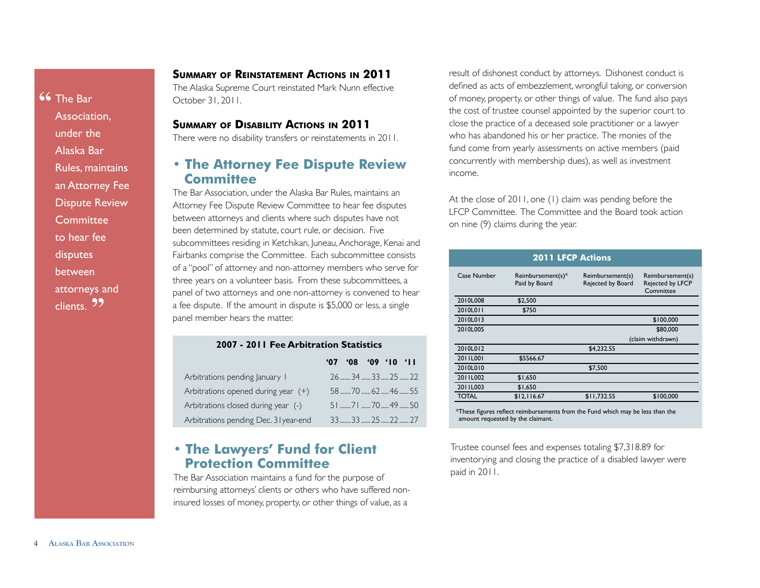> "The Bar Association, under the Alaska Bar Rules, maintains an Attorney Fee Dispute Review Committee to hear fee disputes between attorneys and clients."

### Summary of Reinstatement Actions in 2011

The Alaska Supreme Court reinstated Mark Nunn effective October 31, 2011.

### Summary of Disability Actions in 2011

There were no disability transfers or reinstatements in 2011.

## • The Attorney Fee Dispute Review Committee

The Bar Association, under the Alaska Bar Rules, maintains an Attorney Fee Dispute Review Committee to hear fee disputes between attorneys and clients where such disputes have not been determined by statute, court rule, or decision. Five subcommittees residing in Ketchikan, Juneau, Anchorage, Kenai and Fairbanks comprise the Committee. Each subcommittee consists of a "pool" of attorney and non-attorney members who serve for three years on a volunteer basis. From these subcommittees, a panel of two attorneys and one non-attorney is convened to hear a fee dispute. If the amount in dispute is $5,000 or less, a single panel member hears the matter.

**2007 - 2011 Fee Arbitration Statistics**

| | '07 | '08 | '09 | '10 | '11 |
|---|---|---|---|---|---|
| Arbitrations pending January 1 | 26 | 34 | 33 | 25 | 22 |
| Arbitrations opened during year (+) | 58 | 70 | 62 | 46 | 55 |
| Arbitrations closed during year (-) | 51 | 71 | 70 | 49 | 50 |
| Arbitrations pending Dec. 31year-end | 33 | 33 | 25 | 22 | 27 |

## • The Lawyers' Fund for Client Protection Committee

The Bar Association maintains a fund for the purpose of reimbursing attorneys' clients or others who have suffered non-insured losses of money, property, or other things of value, as a result of dishonest conduct by attorneys. Dishonest conduct is defined as acts of embezzlement, wrongful taking, or conversion of money, property, or other things of value. The fund also pays the cost of trustee counsel appointed by the superior court to close the practice of a deceased sole practitioner or a lawyer who has abandoned his or her practice. The monies of the fund come from yearly assessments on active members (paid concurrently with membership dues), as well as investment income.

At the close of 2011, one (1) claim was pending before the LFCP Committee. The Committee and the Board took action on nine (9) claims during the year.

**2011 LFCP Actions**

| Case Number | Reimbursement(s)* Paid by Board | Reimbursement(s) Rejected by Board | Reimbursement(s) Rejected by LFCP Committee |
|---|---|---|---|
| 2010L008 | $2,500 | | |
| 2010L011 | $750 | | |
| 2010L013 | | | $100,000 |
| 2010L005 | | | $80,000 (claim withdrawn) |
| 2010L012 | | $4,232.55 | |
| 2011L001 | $5566.67 | | |
| 2010L010 | | $7,500 | |
| 2011L002 | $1,650 | | |
| 2011L003 | $1,650 | | |
| TOTAL | $12,116.67 | $11,732.55 | $100,000 |

*These figures reflect reimbursements from the Fund which may be less than the amount requested by the claimant.

Trustee counsel fees and expenses totaling $7,318.89 for inventorying and closing the practice of a disabled lawyer were paid in 2011.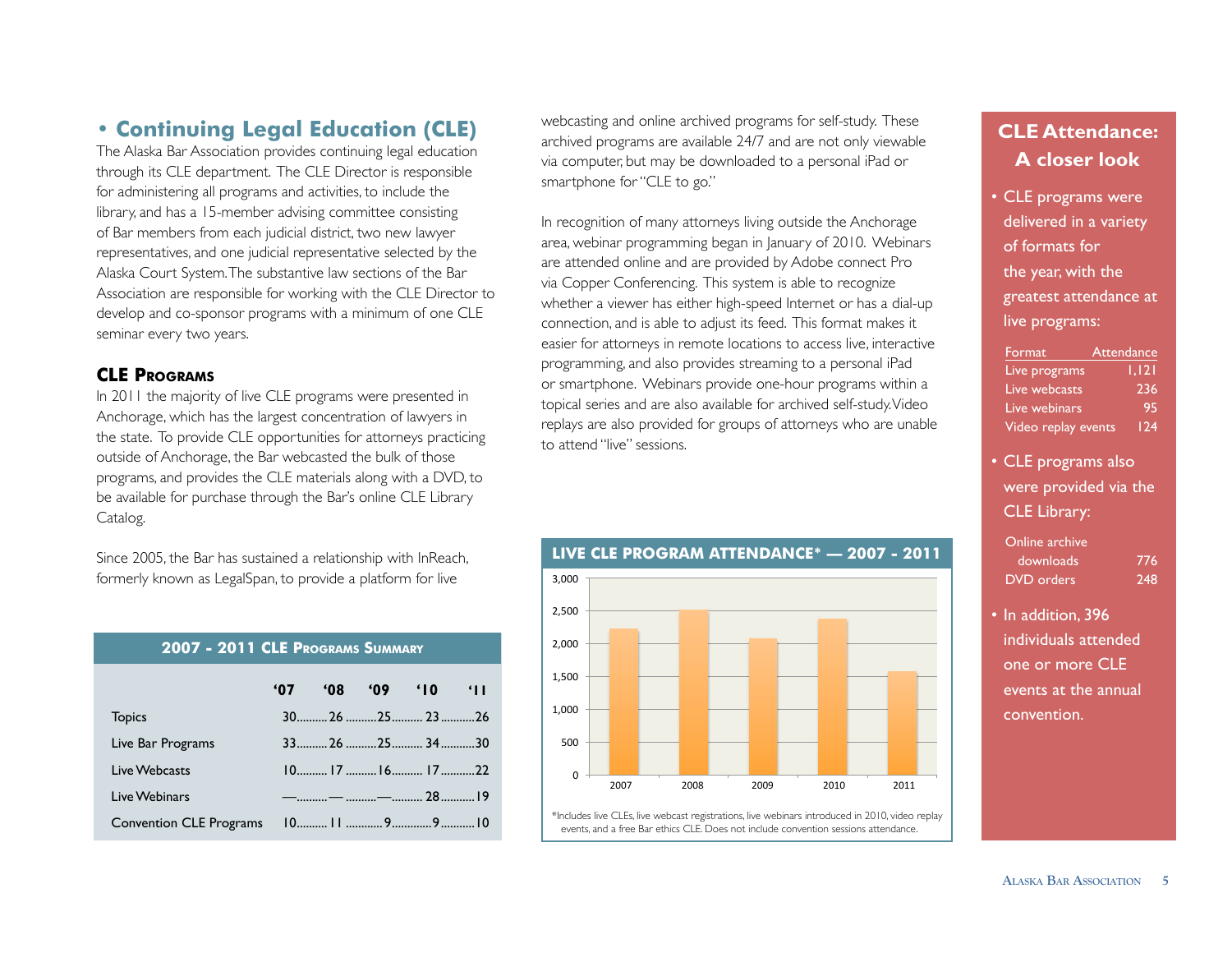## • Continuing Legal Education (CLE)

The Alaska Bar Association provides continuing legal education through its CLE department. The CLE Director is responsible for administering all programs and activities, to include the library, and has a 15-member advising committee consisting of Bar members from each judicial district, two new lawyer representatives, and one judicial representative selected by the Alaska Court System. The substantive law sections of the Bar Association are responsible for working with the CLE Director to develop and co-sponsor programs with a minimum of one CLE seminar every two years.

### CLE Programs

In 2011 the majority of live CLE programs were presented in Anchorage, which has the largest concentration of lawyers in the state. To provide CLE opportunities for attorneys practicing outside of Anchorage, the Bar webcasted the bulk of those programs, and provides the CLE materials along with a DVD, to be available for purchase through the Bar's online CLE Library Catalog.

Since 2005, the Bar has sustained a relationship with InReach, formerly known as LegalSpan, to provide a platform for live webcasting and online archived programs for self-study. These archived programs are available 24/7 and are not only viewable via computer, but may be downloaded to a personal iPad or smartphone for "CLE to go."

In recognition of many attorneys living outside the Anchorage area, webinar programming began in January of 2010. Webinars are attended online and are provided by Adobe connect Pro via Copper Conferencing. This system is able to recognize whether a viewer has either high-speed Internet or has a dial-up connection, and is able to adjust its feed. This format makes it easier for attorneys in remote locations to access live, interactive programming, and also provides streaming to a personal iPad or smartphone. Webinars provide one-hour programs within a topical series and are also available for archived self-study. Video replays are also provided for groups of attorneys who are unable to attend "live" sessions.

**2007 - 2011 CLE Programs Summary**

| | '07 | '08 | '09 | '10 | '11 |
|---|---|---|---|---|---|
| Topics | 30 | 26 | 25 | 23 | 26 |
| Live Bar Programs | 33 | 26 | 25 | 34 | 30 |
| Live Webcasts | 10 | 17 | 16 | 17 | 22 |
| Live Webinars | — | — | — | 28 | 19 |
| Convention CLE Programs | 10 | 11 | 9 | 9 | 10 |

**LIVE CLE PROGRAM ATTENDANCE* — 2007 - 2011**

| Year | Attendance (approx.) |
|---|---|
| 2007 | 2,200 |
| 2008 | 2,500 |
| 2009 | 2,050 |
| 2010 | 2,350 |
| 2011 | 1,550 |

*Includes live CLEs, live webcast registrations, live webinars introduced in 2010, video replay events, and a free Bar ethics CLE. Does not include convention sessions attendance.

### CLE Attendance: A closer look

- CLE programs were delivered in a variety of formats for the year, with the greatest attendance at live programs:

| Format | Attendance |
|---|---|
| Live programs | 1,121 |
| Live webcasts | 236 |
| Live webinars | 95 |
| Video replay events | 124 |

- CLE programs also were provided via the CLE Library:

| | |
|---|---|
| Online archive downloads | 776 |
| DVD orders | 248 |

- In addition, 396 individuals attended one or more CLE events at the annual convention.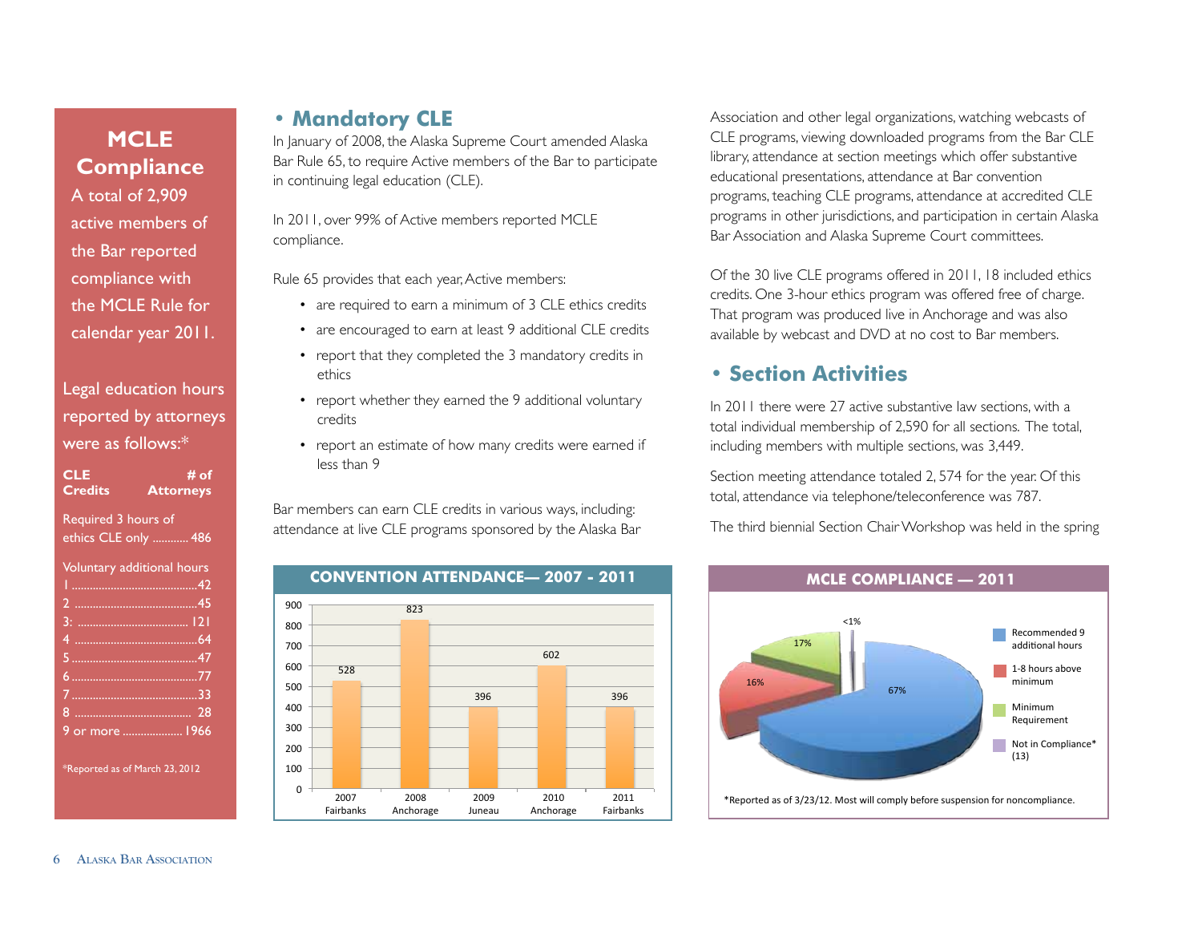## MCLE Compliance

A total of 2,909 active members of the Bar reported compliance with the MCLE Rule for calendar year 2011.

Legal education hours reported by attorneys were as follows:*

| CLE Credits | # of Attorneys |
|---|---|
| Required 3 hours of ethics CLE only | 486 |
| Voluntary additional hours | |
| 1 | 42 |
| 2 | 45 |
| 3: | 121 |
| 4 | 64 |
| 5 | 47 |
| 6 | 77 |
| 7 | 33 |
| 8 | 28 |
| 9 or more | 1966 |

*Reported as of March 23, 2012

## • Mandatory CLE

In January of 2008, the Alaska Supreme Court amended Alaska Bar Rule 65, to require Active members of the Bar to participate in continuing legal education (CLE).

In 2011, over 99% of Active members reported MCLE compliance.

Rule 65 provides that each year, Active members:

- are required to earn a minimum of 3 CLE ethics credits
- are encouraged to earn at least 9 additional CLE credits
- report that they completed the 3 mandatory credits in ethics
- report whether they earned the 9 additional voluntary credits
- report an estimate of how many credits were earned if less than 9

Bar members can earn CLE credits in various ways, including: attendance at live CLE programs sponsored by the Alaska Bar Association and other legal organizations, watching webcasts of CLE programs, viewing downloaded programs from the Bar CLE library, attendance at section meetings which offer substantive educational presentations, attendance at Bar convention programs, teaching CLE programs, attendance at accredited CLE programs in other jurisdictions, and participation in certain Alaska Bar Association and Alaska Supreme Court committees.

Of the 30 live CLE programs offered in 2011, 18 included ethics credits. One 3-hour ethics program was offered free of charge. That program was produced live in Anchorage and was also available by webcast and DVD at no cost to Bar members.

**CONVENTION ATTENDANCE— 2007 - 2011**

| Year | Location | Attendance |
|---|---|---|
| 2007 | Fairbanks | 528 |
| 2008 | Anchorage | 823 |
| 2009 | Juneau | 396 |
| 2010 | Anchorage | 602 |
| 2011 | Fairbanks | 396 |

## • Section Activities

In 2011 there were 27 active substantive law sections, with a total individual membership of 2,590 for all sections. The total, including members with multiple sections, was 3,449.

Section meeting attendance totaled 2, 574 for the year. Of this total, attendance via telephone/teleconference was 787.

The third biennial Section Chair Workshop was held in the spring

**MCLE COMPLIANCE — 2011**

| Category | Percentage |
|---|---|
| Recommended 9 additional hours | 67% |
| 1-8 hours above minimum | 16% |
| Minimum Requirement | 17% |
| Not in Compliance* (13) | <1% |

*Reported as of 3/23/12. Most will comply before suspension for noncompliance.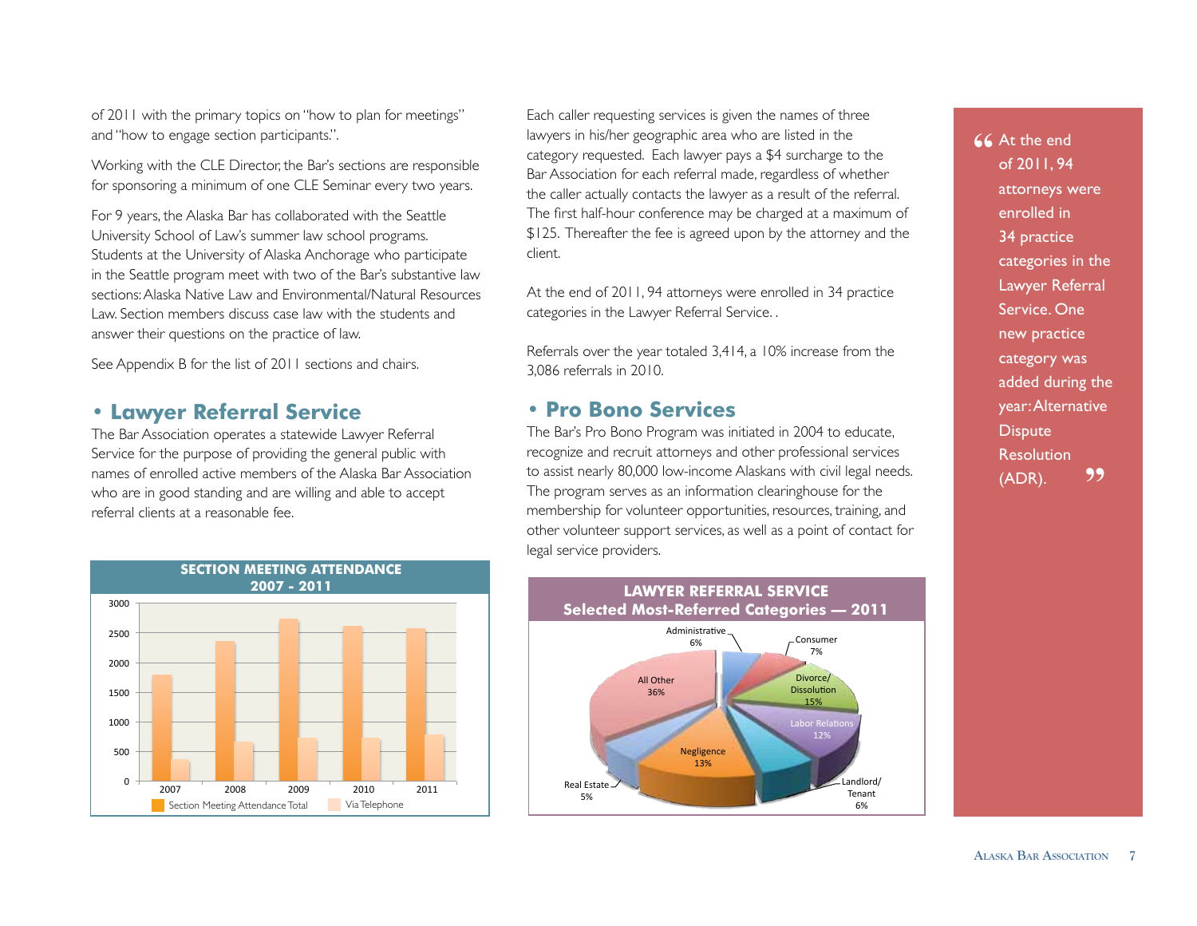of 2011 with the primary topics on "how to plan for meetings" and "how to engage section participants.".

Working with the CLE Director, the Bar's sections are responsible for sponsoring a minimum of one CLE Seminar every two years.

For 9 years, the Alaska Bar has collaborated with the Seattle University School of Law's summer law school programs. Students at the University of Alaska Anchorage who participate in the Seattle program meet with two of the Bar's substantive law sections: Alaska Native Law and Environmental/Natural Resources Law. Section members discuss case law with the students and answer their questions on the practice of law.

See Appendix B for the list of 2011 sections and chairs.

## • Lawyer Referral Service

The Bar Association operates a statewide Lawyer Referral Service for the purpose of providing the general public with names of enrolled active members of the Alaska Bar Association who are in good standing and are willing and able to accept referral clients at a reasonable fee.

**SECTION MEETING ATTENDANCE 2007 - 2011**

| Year | Section Meeting Attendance Total | Via Telephone |
|---|---|---|
| 2007 | ~1800 | ~370 |
| 2008 | ~2370 | ~660 |
| 2009 | ~2730 | ~730 |
| 2010 | ~2620 | ~730 |
| 2011 | ~2580 | ~790 |

Each caller requesting services is given the names of three lawyers in his/her geographic area who are listed in the category requested. Each lawyer pays a $4 surcharge to the Bar Association for each referral made, regardless of whether the caller actually contacts the lawyer as a result of the referral. The first half-hour conference may be charged at a maximum of $125. Thereafter the fee is agreed upon by the attorney and the client.

At the end of 2011, 94 attorneys were enrolled in 34 practice categories in the Lawyer Referral Service. .

Referrals over the year totaled 3,414, a 10% increase from the 3,086 referrals in 2010.

## • Pro Bono Services

The Bar's Pro Bono Program was initiated in 2004 to educate, recognize and recruit attorneys and other professional services to assist nearly 80,000 low-income Alaskans with civil legal needs. The program serves as an information clearinghouse for the membership for volunteer opportunities, resources, training, and other volunteer support services, as well as a point of contact for legal service providers.

**LAWYER REFERRAL SERVICE Selected Most-Referred Categories — 2011**

| Category | Percent |
|---|---|
| Administrative | 6% |
| Consumer | 7% |
| Divorce/Dissolution | 15% |
| Labor Relations | 12% |
| Landlord/Tenant | 6% |
| Negligence | 13% |
| Real Estate | 5% |
| All Other | 36% |

> "At the end of 2011, 94 attorneys were enrolled in 34 practice categories in the Lawyer Referral Service. One new practice category was added during the year: Alternative Dispute Resolution (ADR)."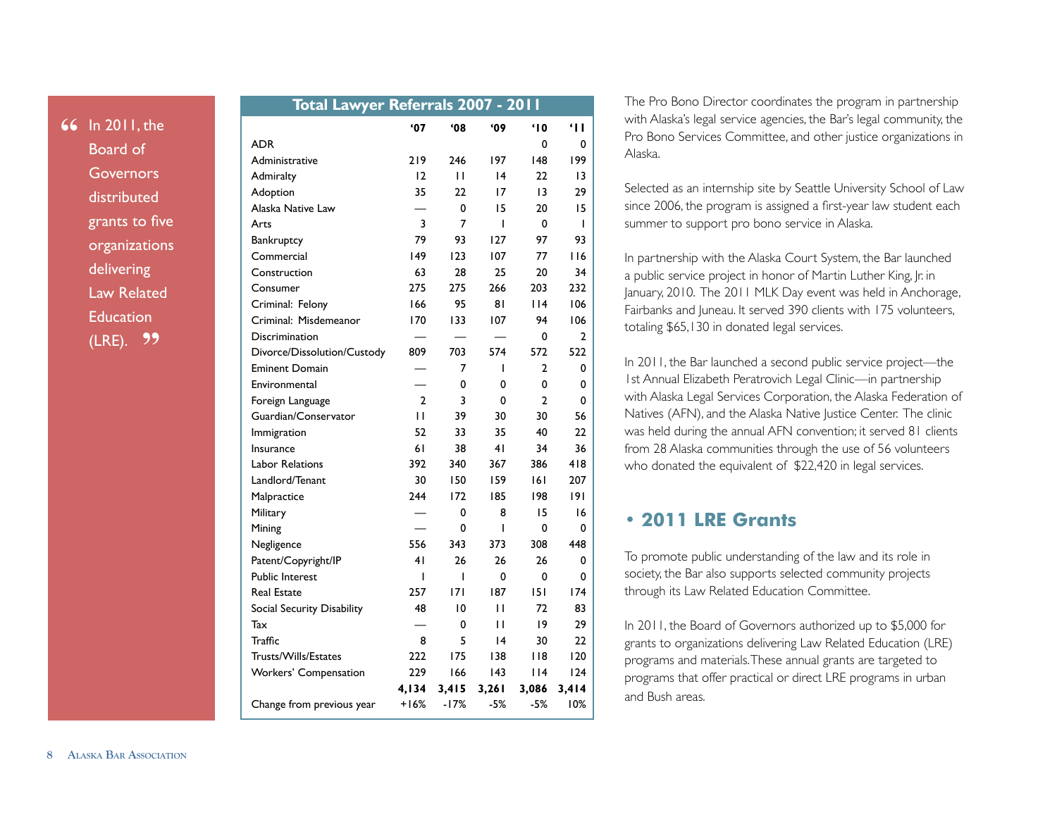> “In 2011, the Board of Governors distributed grants to five organizations delivering Law Related Education (LRE).”

| Total Lawyer Referrals 2007 - 2011 | '07 | '08 | '09 | '10 | '11 |
|---|---|---|---|---|---|
| ADR | | | | 0 | 0 |
| Administrative | 219 | 246 | 197 | 148 | 199 |
| Admiralty | 12 | 11 | 14 | 22 | 13 |
| Adoption | 35 | 22 | 17 | 13 | 29 |
| Alaska Native Law | — | 0 | 15 | 20 | 15 |
| Arts | 3 | 7 | 1 | 0 | 1 |
| Bankruptcy | 79 | 93 | 127 | 97 | 93 |
| Commercial | 149 | 123 | 107 | 77 | 116 |
| Construction | 63 | 28 | 25 | 20 | 34 |
| Consumer | 275 | 275 | 266 | 203 | 232 |
| Criminal: Felony | 166 | 95 | 81 | 114 | 106 |
| Criminal: Misdemeanor | 170 | 133 | 107 | 94 | 106 |
| Discrimination | — | — | — | 0 | 2 |
| Divorce/Dissolution/Custody | 809 | 703 | 574 | 572 | 522 |
| Eminent Domain | — | 7 | 1 | 2 | 0 |
| Environmental | — | 0 | 0 | 0 | 0 |
| Foreign Language | 2 | 3 | 0 | 2 | 0 |
| Guardian/Conservator | 11 | 39 | 30 | 30 | 56 |
| Immigration | 52 | 33 | 35 | 40 | 22 |
| Insurance | 61 | 38 | 41 | 34 | 36 |
| Labor Relations | 392 | 340 | 367 | 386 | 418 |
| Landlord/Tenant | 30 | 150 | 159 | 161 | 207 |
| Malpractice | 244 | 172 | 185 | 198 | 191 |
| Military | — | 0 | 8 | 15 | 16 |
| Mining | — | 0 | 1 | 0 | 0 |
| Negligence | 556 | 343 | 373 | 308 | 448 |
| Patent/Copyright/IP | 41 | 26 | 26 | 26 | 0 |
| Public Interest | 1 | 1 | 0 | 0 | 0 |
| Real Estate | 257 | 171 | 187 | 151 | 174 |
| Social Security Disability | 48 | 10 | 11 | 72 | 83 |
| Tax | — | 0 | 11 | 19 | 29 |
| Traffic | 8 | 5 | 14 | 30 | 22 |
| Trusts/Wills/Estates | 222 | 175 | 138 | 118 | 120 |
| Workers' Compensation | 229 | 166 | 143 | 114 | 124 |
| | **4,134** | **3,415** | **3,261** | **3,086** | **3,414** |
| Change from previous year | +16% | -17% | -5% | -5% | 10% |

The Pro Bono Director coordinates the program in partnership with Alaska's legal service agencies, the Bar's legal community, the Pro Bono Services Committee, and other justice organizations in Alaska.

Selected as an internship site by Seattle University School of Law since 2006, the program is assigned a first-year law student each summer to support pro bono service in Alaska.

In partnership with the Alaska Court System, the Bar launched a public service project in honor of Martin Luther King, Jr. in January, 2010. The 2011 MLK Day event was held in Anchorage, Fairbanks and Juneau. It served 390 clients with 175 volunteers, totaling $65,130 in donated legal services.

In 2011, the Bar launched a second public service project—the 1st Annual Elizabeth Peratrovich Legal Clinic—in partnership with Alaska Legal Services Corporation, the Alaska Federation of Natives (AFN), and the Alaska Native Justice Center. The clinic was held during the annual AFN convention; it served 81 clients from 28 Alaska communities through the use of 56 volunteers who donated the equivalent of $22,420 in legal services.

## • 2011 LRE Grants

To promote public understanding of the law and its role in society, the Bar also supports selected community projects through its Law Related Education Committee.

In 2011, the Board of Governors authorized up to $5,000 for grants to organizations delivering Law Related Education (LRE) programs and materials. These annual grants are targeted to programs that offer practical or direct LRE programs in urban and Bush areas.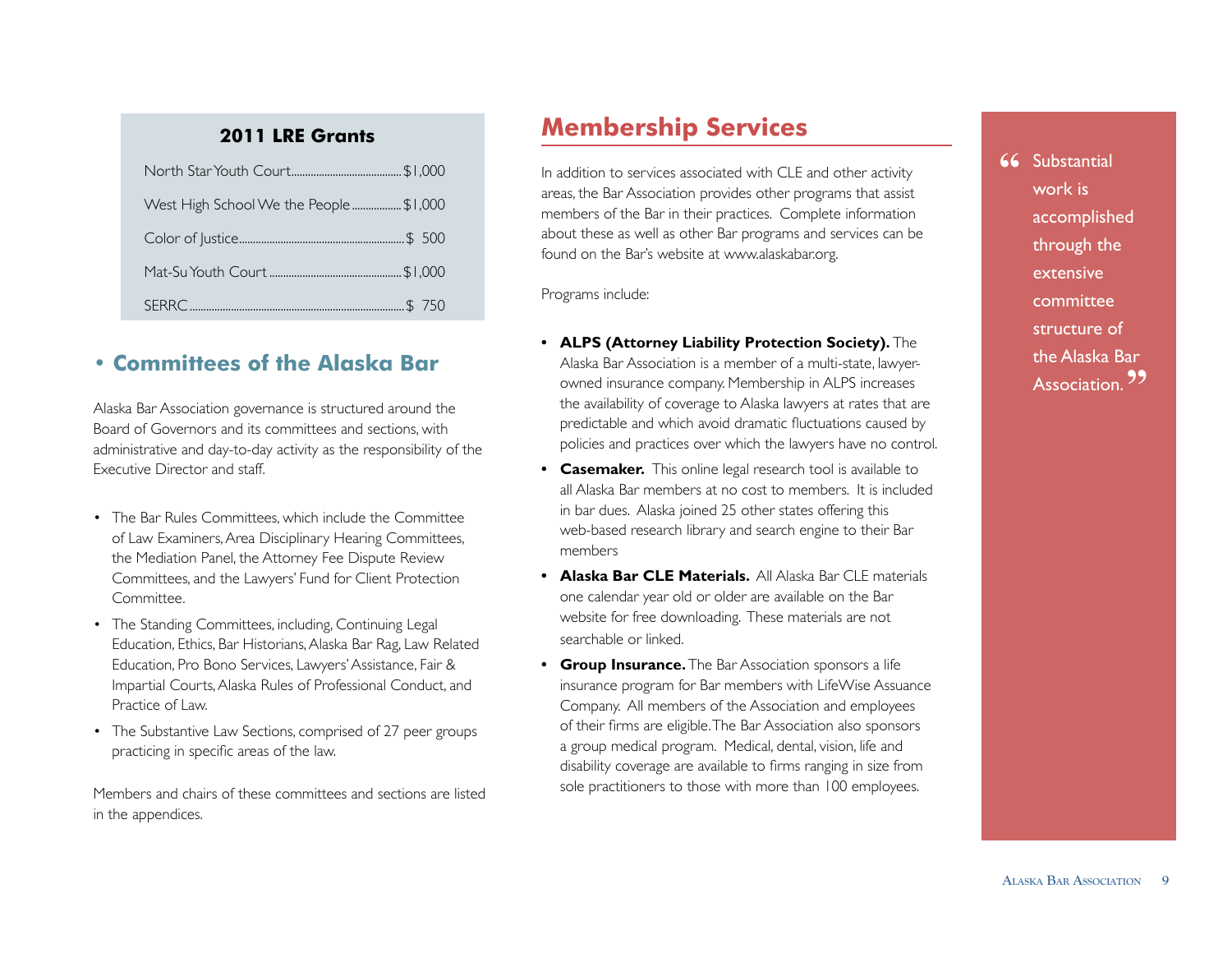### 2011 LRE Grants

| Grant | Amount |
| --- | --- |
| North Star Youth Court | $1,000 |
| West High School We the People | $1,000 |
| Color of Justice | $ 500 |
| Mat-Su Youth Court | $1,000 |
| SERRC | $ 750 |

## • Committees of the Alaska Bar

Alaska Bar Association governance is structured around the Board of Governors and its committees and sections, with administrative and day-to-day activity as the responsibility of the Executive Director and staff.

- The Bar Rules Committees, which include the Committee of Law Examiners, Area Disciplinary Hearing Committees, the Mediation Panel, the Attorney Fee Dispute Review Committees, and the Lawyers' Fund for Client Protection Committee.
- The Standing Committees, including, Continuing Legal Education, Ethics, Bar Historians, Alaska Bar Rag, Law Related Education, Pro Bono Services, Lawyers' Assistance, Fair & Impartial Courts, Alaska Rules of Professional Conduct, and Practice of Law.
- The Substantive Law Sections, comprised of 27 peer groups practicing in specific areas of the law.

Members and chairs of these committees and sections are listed in the appendices.

## Membership Services

In addition to services associated with CLE and other activity areas, the Bar Association provides other programs that assist members of the Bar in their practices. Complete information about these as well as other Bar programs and services can be found on the Bar's website at www.alaskabar.org.

Programs include:

- **ALPS (Attorney Liability Protection Society).** The Alaska Bar Association is a member of a multi-state, lawyer-owned insurance company. Membership in ALPS increases the availability of coverage to Alaska lawyers at rates that are predictable and which avoid dramatic fluctuations caused by policies and practices over which the lawyers have no control.
- **Casemaker.** This online legal research tool is available to all Alaska Bar members at no cost to members. It is included in bar dues. Alaska joined 25 other states offering this web-based research library and search engine to their Bar members
- **Alaska Bar CLE Materials.** All Alaska Bar CLE materials one calendar year old or older are available on the Bar website for free downloading. These materials are not searchable or linked.
- **Group Insurance.** The Bar Association sponsors a life insurance program for Bar members with LifeWise Assuance Company. All members of the Association and employees of their firms are eligible. The Bar Association also sponsors a group medical program. Medical, dental, vision, life and disability coverage are available to firms ranging in size from sole practitioners to those with more than 100 employees.

> "Substantial work is accomplished through the extensive committee structure of the Alaska Bar Association."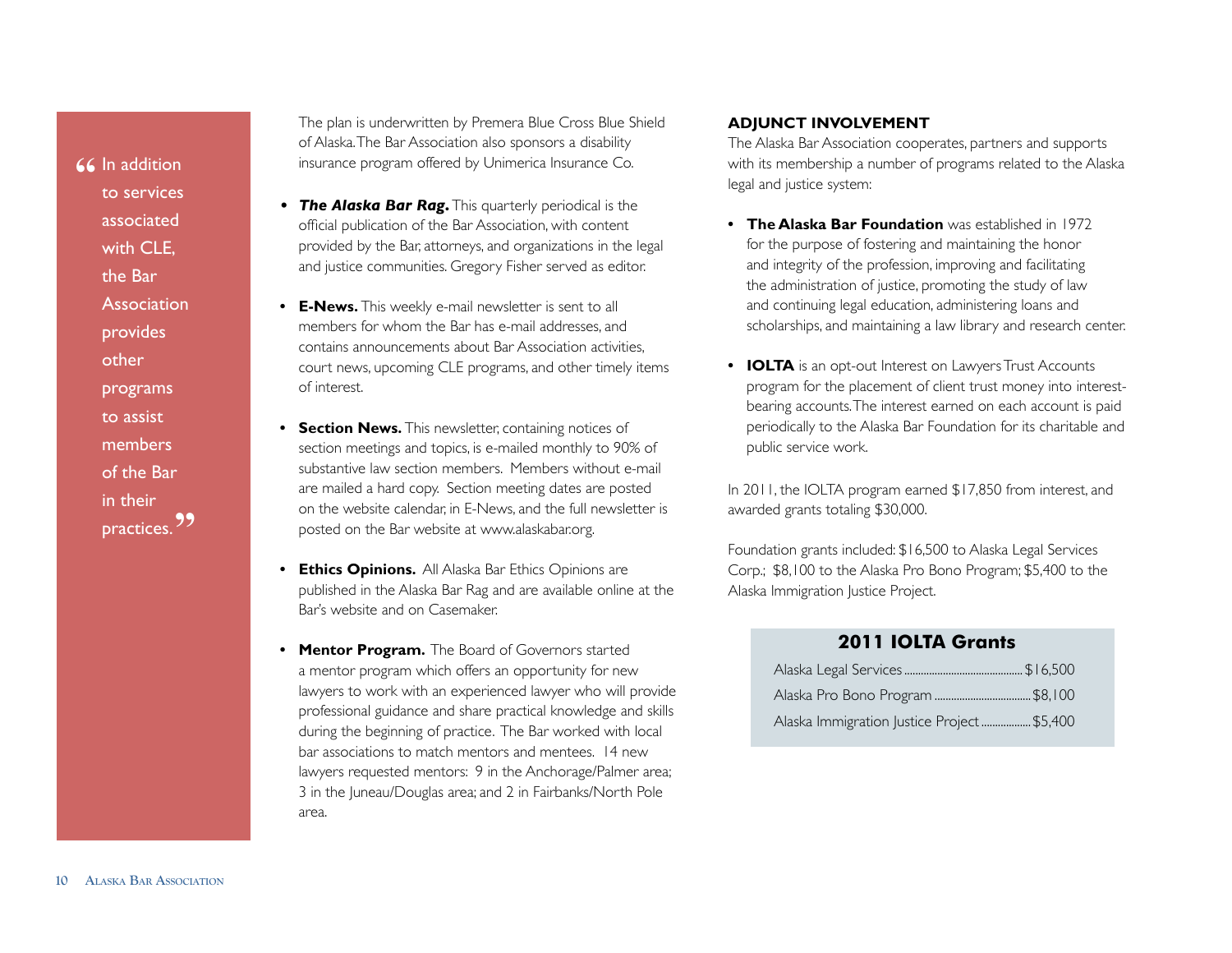> "In addition to services associated with CLE, the Bar Association provides other programs to assist members of the Bar in their practices."

The plan is underwritten by Premera Blue Cross Blue Shield of Alaska. The Bar Association also sponsors a disability insurance program offered by Unimerica Insurance Co.

- ***The Alaska Bar Rag.*** This quarterly periodical is the official publication of the Bar Association, with content provided by the Bar, attorneys, and organizations in the legal and justice communities. Gregory Fisher served as editor.
- **E-News.** This weekly e-mail newsletter is sent to all members for whom the Bar has e-mail addresses, and contains announcements about Bar Association activities, court news, upcoming CLE programs, and other timely items of interest.
- **Section News.** This newsletter, containing notices of section meetings and topics, is e-mailed monthly to 90% of substantive law section members. Members without e-mail are mailed a hard copy. Section meeting dates are posted on the website calendar, in E-News, and the full newsletter is posted on the Bar website at www.alaskabar.org.
- **Ethics Opinions.** All Alaska Bar Ethics Opinions are published in the Alaska Bar Rag and are available online at the Bar's website and on Casemaker.
- **Mentor Program.** The Board of Governors started a mentor program which offers an opportunity for new lawyers to work with an experienced lawyer who will provide professional guidance and share practical knowledge and skills during the beginning of practice. The Bar worked with local bar associations to match mentors and mentees. 14 new lawyers requested mentors: 9 in the Anchorage/Palmer area; 3 in the Juneau/Douglas area; and 2 in Fairbanks/North Pole area.

## ADJUNCT INVOLVEMENT

The Alaska Bar Association cooperates, partners and supports with its membership a number of programs related to the Alaska legal and justice system:

- **The Alaska Bar Foundation** was established in 1972 for the purpose of fostering and maintaining the honor and integrity of the profession, improving and facilitating the administration of justice, promoting the study of law and continuing legal education, administering loans and scholarships, and maintaining a law library and research center.
- **IOLTA** is an opt-out Interest on Lawyers Trust Accounts program for the placement of client trust money into interest-bearing accounts. The interest earned on each account is paid periodically to the Alaska Bar Foundation for its charitable and public service work.

In 2011, the IOLTA program earned $17,850 from interest, and awarded grants totaling $30,000.

Foundation grants included: $16,500 to Alaska Legal Services Corp.; $8,100 to the Alaska Pro Bono Program; $5,400 to the Alaska Immigration Justice Project.

**2011 IOLTA Grants**

| Grantee | Amount |
|---|---|
| Alaska Legal Services | $16,500 |
| Alaska Pro Bono Program | $8,100 |
| Alaska Immigration Justice Project | $5,400 |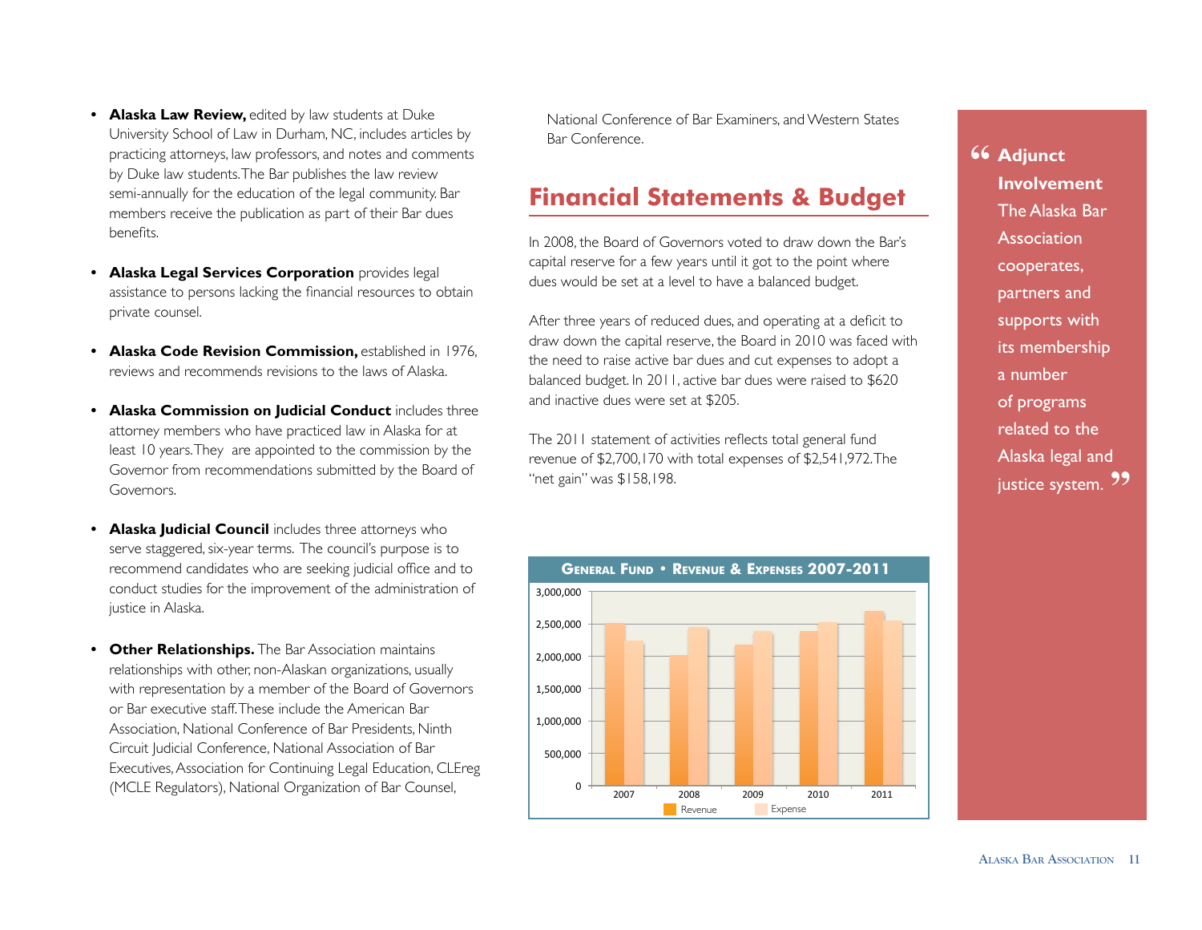- **Alaska Law Review,** edited by law students at Duke University School of Law in Durham, NC, includes articles by practicing attorneys, law professors, and notes and comments by Duke law students. The Bar publishes the law review semi-annually for the education of the legal community. Bar members receive the publication as part of their Bar dues benefits.

- **Alaska Legal Services Corporation** provides legal assistance to persons lacking the financial resources to obtain private counsel.

- **Alaska Code Revision Commission,** established in 1976, reviews and recommends revisions to the laws of Alaska.

- **Alaska Commission on Judicial Conduct** includes three attorney members who have practiced law in Alaska for at least 10 years. They are appointed to the commission by the Governor from recommendations submitted by the Board of Governors.

- **Alaska Judicial Council** includes three attorneys who serve staggered, six-year terms. The council's purpose is to recommend candidates who are seeking judicial office and to conduct studies for the improvement of the administration of justice in Alaska.

- **Other Relationships.** The Bar Association maintains relationships with other, non-Alaskan organizations, usually with representation by a member of the Board of Governors or Bar executive staff. These include the American Bar Association, National Conference of Bar Presidents, Ninth Circuit Judicial Conference, National Association of Bar Executives, Association for Continuing Legal Education, CLEreg (MCLE Regulators), National Organization of Bar Counsel, National Conference of Bar Examiners, and Western States Bar Conference.

## Financial Statements & Budget

In 2008, the Board of Governors voted to draw down the Bar's capital reserve for a few years until it got to the point where dues would be set at a level to have a balanced budget.

After three years of reduced dues, and operating at a deficit to draw down the capital reserve, the Board in 2010 was faced with the need to raise active bar dues and cut expenses to adopt a balanced budget. In 2011, active bar dues were raised to $620 and inactive dues were set at $205.

The 2011 statement of activities reflects total general fund revenue of $2,700,170 with total expenses of $2,541,972. The "net gain" was $158,198.

**General Fund • Revenue & Expenses 2007-2011**

(Bar chart: Revenue and Expense for 2007, 2008, 2009, 2010, 2011; y-axis 0 to 3,000,000)

> **Adjunct Involvement** The Alaska Bar Association cooperates, partners and supports with its membership a number of programs related to the Alaska legal and justice system.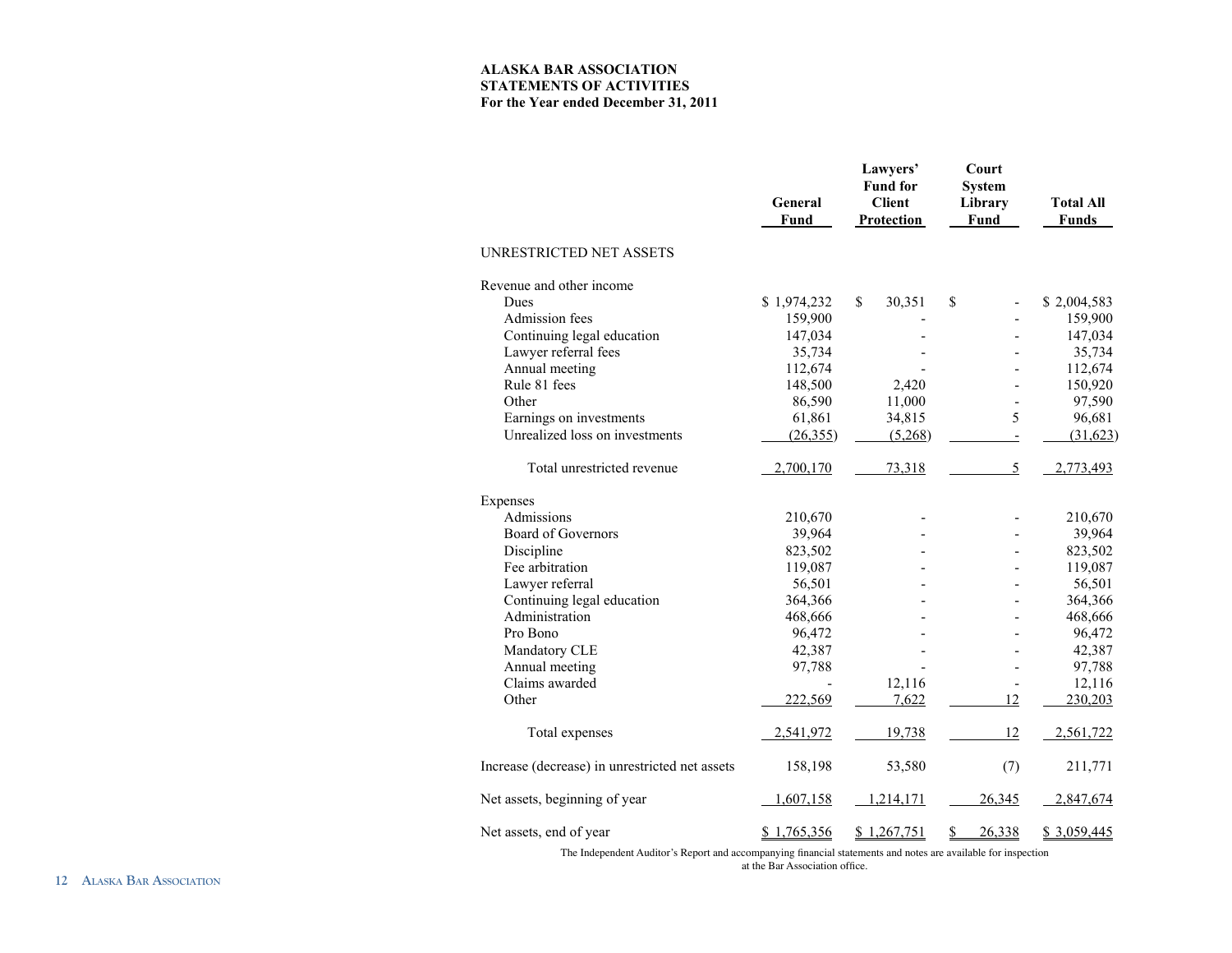**ALASKA BAR ASSOCIATION**
**STATEMENTS OF ACTIVITIES**
**For the Year ended December 31, 2011**

| | General Fund | Lawyers' Fund for Client Protection | Court System Library Fund | Total All Funds |
|---|---|---|---|---|
| UNRESTRICTED NET ASSETS | | | | |
| Revenue and other income | | | | |
| Dues | $ 1,974,232 | $ 30,351 | $ - | $ 2,004,583 |
| Admission fees | 159,900 | - | - | 159,900 |
| Continuing legal education | 147,034 | - | - | 147,034 |
| Lawyer referral fees | 35,734 | - | - | 35,734 |
| Annual meeting | 112,674 | - | - | 112,674 |
| Rule 81 fees | 148,500 | 2,420 | - | 150,920 |
| Other | 86,590 | 11,000 | - | 97,590 |
| Earnings on investments | 61,861 | 34,815 | 5 | 96,681 |
| Unrealized loss on investments | (26,355) | (5,268) | - | (31,623) |
| Total unrestricted revenue | 2,700,170 | 73,318 | 5 | 2,773,493 |
| Expenses | | | | |
| Admissions | 210,670 | - | - | 210,670 |
| Board of Governors | 39,964 | - | - | 39,964 |
| Discipline | 823,502 | - | - | 823,502 |
| Fee arbitration | 119,087 | - | - | 119,087 |
| Lawyer referral | 56,501 | - | - | 56,501 |
| Continuing legal education | 364,366 | - | - | 364,366 |
| Administration | 468,666 | - | - | 468,666 |
| Pro Bono | 96,472 | - | - | 96,472 |
| Mandatory CLE | 42,387 | - | - | 42,387 |
| Annual meeting | 97,788 | - | - | 97,788 |
| Claims awarded | - | 12,116 | - | 12,116 |
| Other | 222,569 | 7,622 | 12 | 230,203 |
| Total expenses | 2,541,972 | 19,738 | 12 | 2,561,722 |
| Increase (decrease) in unrestricted net assets | 158,198 | 53,580 | (7) | 211,771 |
| Net assets, beginning of year | 1,607,158 | 1,214,171 | 26,345 | 2,847,674 |
| Net assets, end of year | $ 1,765,356 | $ 1,267,751 | $ 26,338 | $ 3,059,445 |

The Independent Auditor's Report and accompanying financial statements and notes are available for inspection at the Bar Association office.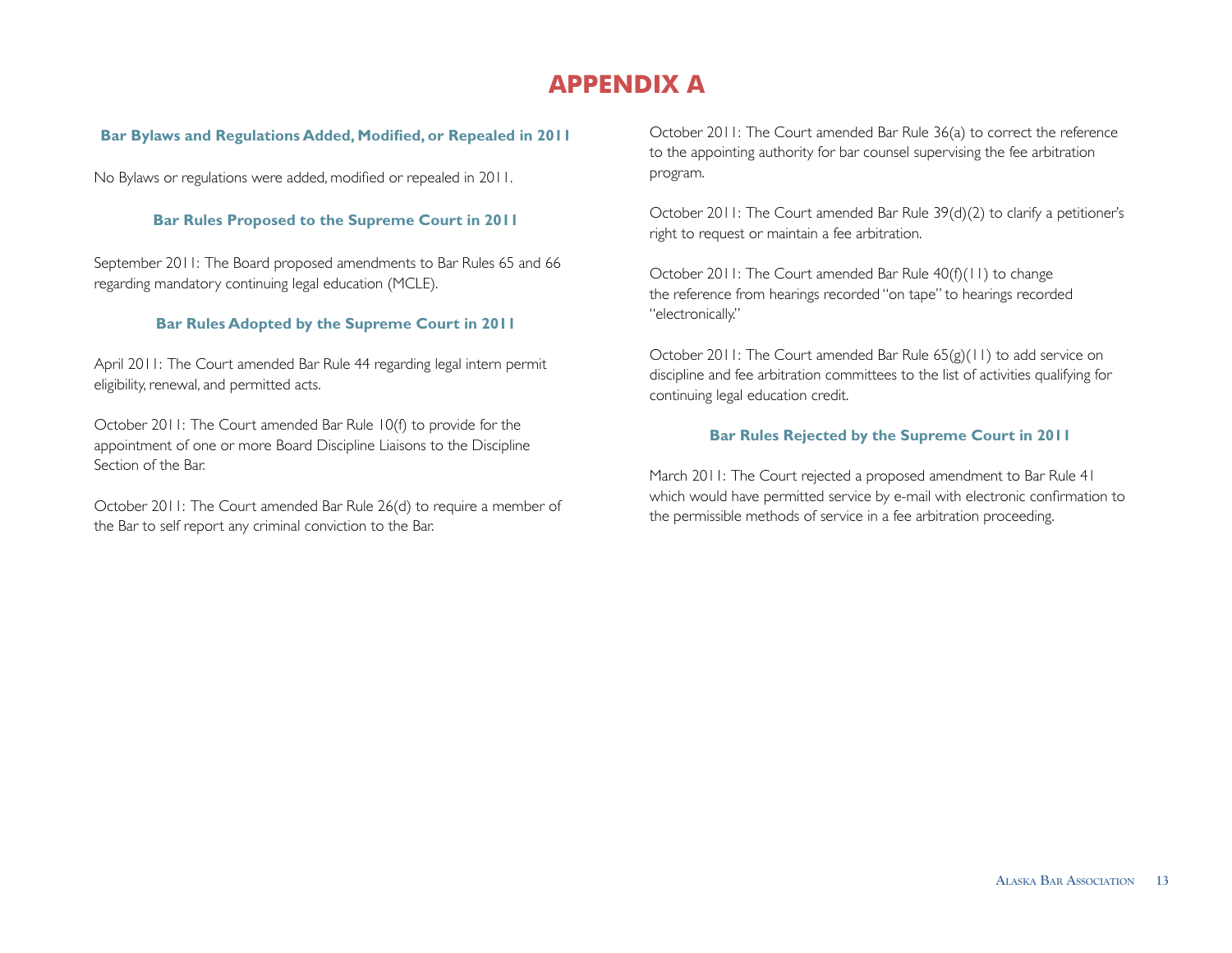# APPENDIX A

### Bar Bylaws and Regulations Added, Modified, or Repealed in 2011

No Bylaws or regulations were added, modified or repealed in 2011.

### Bar Rules Proposed to the Supreme Court in 2011

September 2011: The Board proposed amendments to Bar Rules 65 and 66 regarding mandatory continuing legal education (MCLE).

### Bar Rules Adopted by the Supreme Court in 2011

April 2011: The Court amended Bar Rule 44 regarding legal intern permit eligibility, renewal, and permitted acts.

October 2011: The Court amended Bar Rule 10(f) to provide for the appointment of one or more Board Discipline Liaisons to the Discipline Section of the Bar.

October 2011: The Court amended Bar Rule 26(d) to require a member of the Bar to self report any criminal conviction to the Bar.

October 2011: The Court amended Bar Rule 36(a) to correct the reference to the appointing authority for bar counsel supervising the fee arbitration program.

October 2011: The Court amended Bar Rule 39(d)(2) to clarify a petitioner's right to request or maintain a fee arbitration.

October 2011: The Court amended Bar Rule 40(f)(11) to change the reference from hearings recorded "on tape" to hearings recorded "electronically."

October 2011: The Court amended Bar Rule 65(g)(11) to add service on discipline and fee arbitration committees to the list of activities qualifying for continuing legal education credit.

### Bar Rules Rejected by the Supreme Court in 2011

March 2011: The Court rejected a proposed amendment to Bar Rule 41 which would have permitted service by e-mail with electronic confirmation to the permissible methods of service in a fee arbitration proceeding.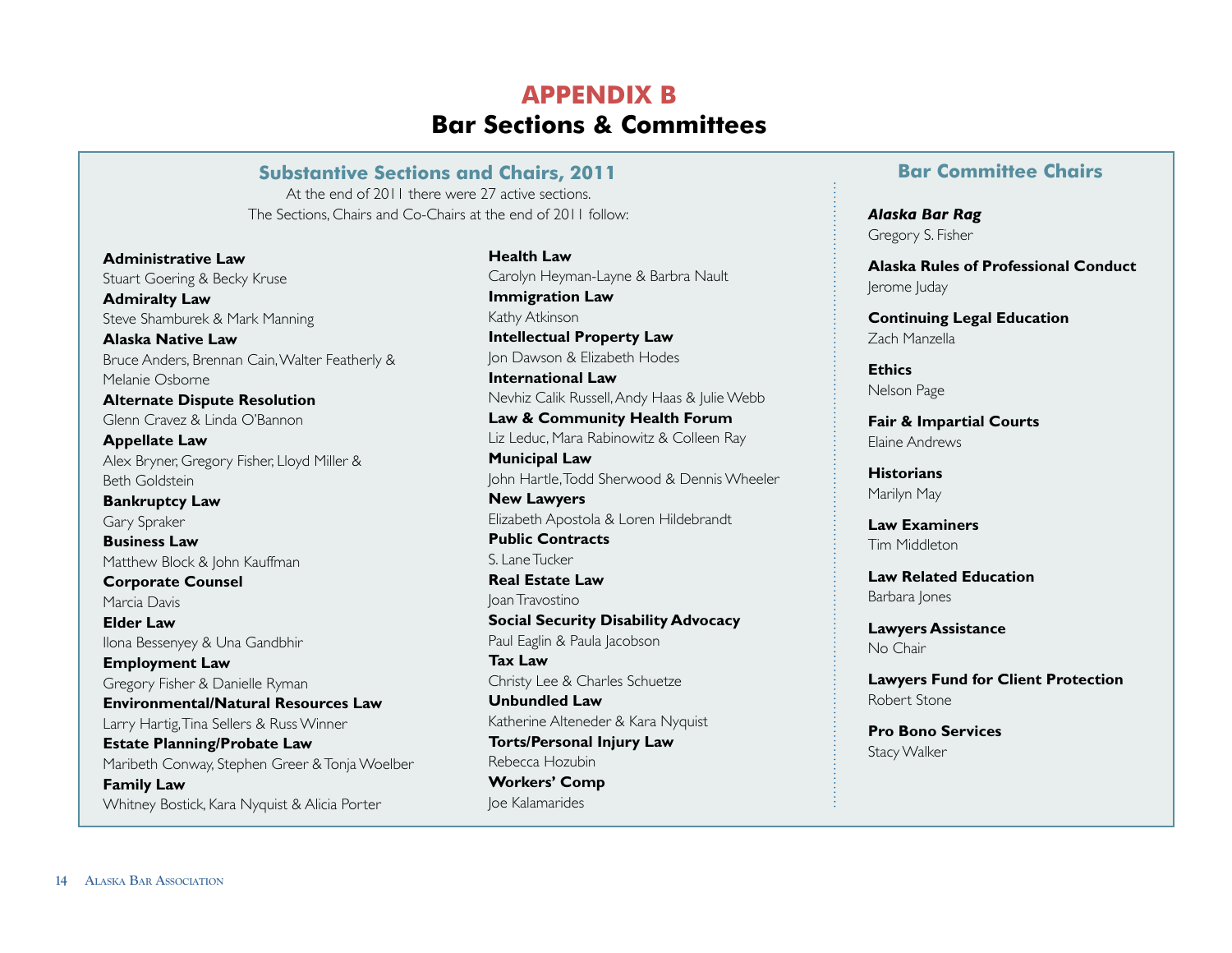# APPENDIX B
# Bar Sections & Committees

## Substantive Sections and Chairs, 2011

At the end of 2011 there were 27 active sections.
The Sections, Chairs and Co-Chairs at the end of 2011 follow:

**Administrative Law**
Stuart Goering & Becky Kruse

**Admiralty Law**
Steve Shamburek & Mark Manning

**Alaska Native Law**
Bruce Anders, Brennan Cain, Walter Featherly & Melanie Osborne

**Alternate Dispute Resolution**
Glenn Cravez & Linda O'Bannon

**Appellate Law**
Alex Bryner, Gregory Fisher, Lloyd Miller & Beth Goldstein

**Bankruptcy Law**
Gary Spraker

**Business Law**
Matthew Block & John Kauffman

**Corporate Counsel**
Marcia Davis

**Elder Law**
Ilona Bessenyey & Una Gandbhir

**Employment Law**
Gregory Fisher & Danielle Ryman

**Environmental/Natural Resources Law**
Larry Hartig, Tina Sellers & Russ Winner

**Estate Planning/Probate Law**
Maribeth Conway, Stephen Greer & Tonja Woelber

**Family Law**
Whitney Bostick, Kara Nyquist & Alicia Porter

**Health Law**
Carolyn Heyman-Layne & Barbra Nault

**Immigration Law**
Kathy Atkinson

**Intellectual Property Law**
Jon Dawson & Elizabeth Hodes

**International Law**
Nevhiz Calik Russell, Andy Haas & Julie Webb

**Law & Community Health Forum**
Liz Leduc, Mara Rabinowitz & Colleen Ray

**Municipal Law**
John Hartle, Todd Sherwood & Dennis Wheeler

**New Lawyers**
Elizabeth Apostola & Loren Hildebrandt

**Public Contracts**
S. Lane Tucker

**Real Estate Law**
Joan Travostino

**Social Security Disability Advocacy**
Paul Eaglin & Paula Jacobson

**Tax Law**
Christy Lee & Charles Schuetze

**Unbundled Law**
Katherine Alteneder & Kara Nyquist

**Torts/Personal Injury Law**
Rebecca Hozubin

**Workers' Comp**
Joe Kalamarides

## Bar Committee Chairs

***Alaska Bar Rag***
Gregory S. Fisher

**Alaska Rules of Professional Conduct**
Jerome Juday

**Continuing Legal Education**
Zach Manzella

**Ethics**
Nelson Page

**Fair & Impartial Courts**
Elaine Andrews

**Historians**
Marilyn May

**Law Examiners**
Tim Middleton

**Law Related Education**
Barbara Jones

**Lawyers Assistance**
No Chair

**Lawyers Fund for Client Protection**
Robert Stone

**Pro Bono Services**
Stacy Walker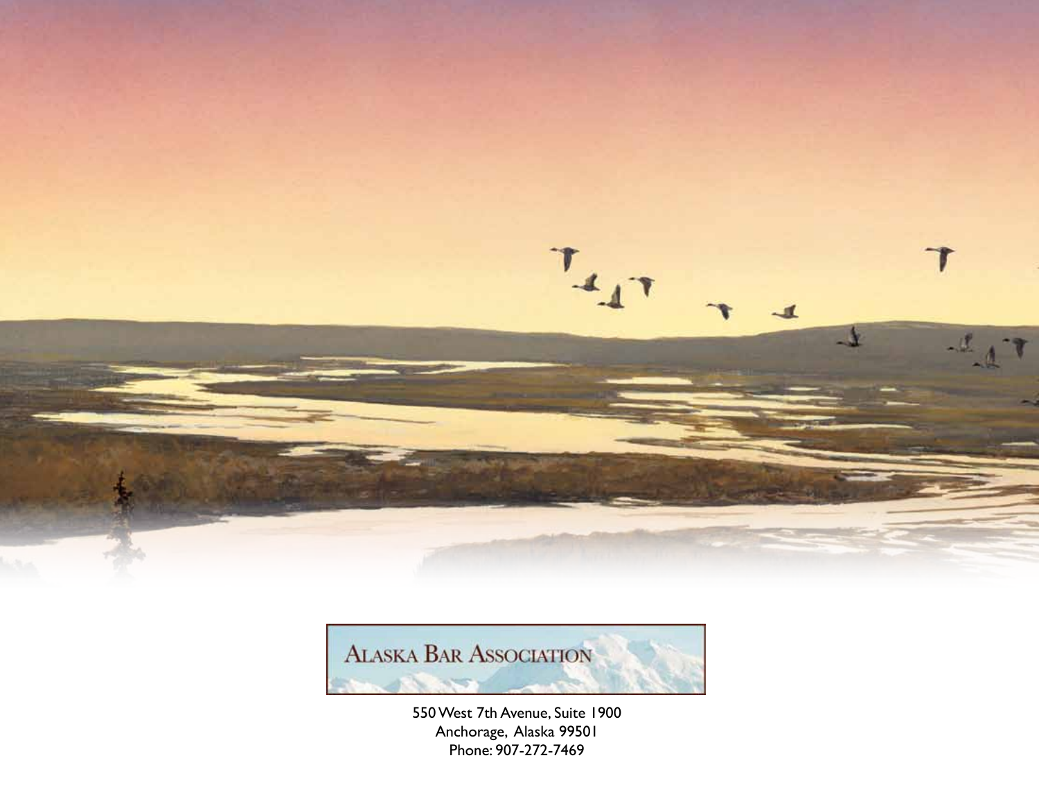ALASKA BAR ASSOCIATION

550 West 7th Avenue, Suite 1900
Anchorage, Alaska 99501
Phone: 907-272-7469